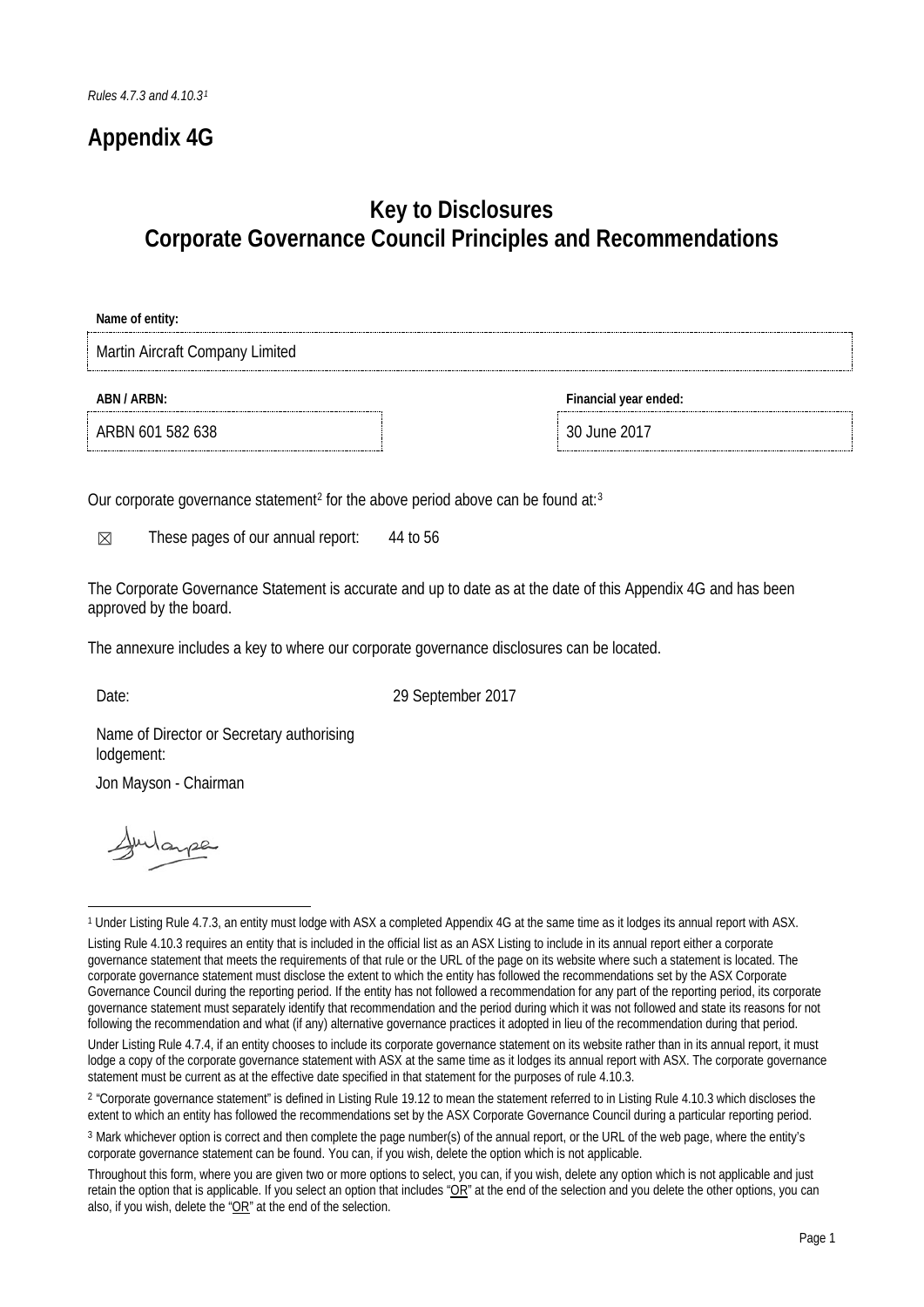*Rules 4.7.3 and 4.10.3*[1]

# Appendix 4G

## Key to Disclosures
## Corporate Governance Council Principles and Recommendations

**Name of entity:**

Martin Aircraft Company Limited

| **ABN / ARBN:** | **Financial year ended:** |
| --- | --- |
| ARBN 601 582 638 | 30 June 2017 |

Our corporate governance statement[2] for the above period above can be found at:[3]

☒ These pages of our annual report: 44 to 56

The Corporate Governance Statement is accurate and up to date as at the date of this Appendix 4G and has been approved by the board.

The annexure includes a key to where our corporate governance disclosures can be located.

Date: 29 September 2017

Name of Director or Secretary authorising lodgement:

Jon Mayson - Chairman

---

[1] Under Listing Rule 4.7.3, an entity must lodge with ASX a completed Appendix 4G at the same time as it lodges its annual report with ASX.

Listing Rule 4.10.3 requires an entity that is included in the official list as an ASX Listing to include in its annual report either a corporate governance statement that meets the requirements of that rule or the URL of the page on its website where such a statement is located. The corporate governance statement must disclose the extent to which the entity has followed the recommendations set by the ASX Corporate Governance Council during the reporting period. If the entity has not followed a recommendation for any part of the reporting period, its corporate governance statement must separately identify that recommendation and the period during which it was not followed and state its reasons for not following the recommendation and what (if any) alternative governance practices it adopted in lieu of the recommendation during that period.

Under Listing Rule 4.7.4, if an entity chooses to include its corporate governance statement on its website rather than in its annual report, it must lodge a copy of the corporate governance statement with ASX at the same time as it lodges its annual report with ASX. The corporate governance statement must be current as at the effective date specified in that statement for the purposes of rule 4.10.3.

[2] "Corporate governance statement" is defined in Listing Rule 19.12 to mean the statement referred to in Listing Rule 4.10.3 which discloses the extent to which an entity has followed the recommendations set by the ASX Corporate Governance Council during a particular reporting period.

[3] Mark whichever option is correct and then complete the page number(s) of the annual report, or the URL of the web page, where the entity's corporate governance statement can be found. You can, if you wish, delete the option which is not applicable.

Throughout this form, where you are given two or more options to select, you can, if you wish, delete any option which is not applicable and just retain the option that is applicable. If you select an option that includes "OR" at the end of the selection and you delete the other options, you can also, if you wish, delete the "OR" at the end of the selection.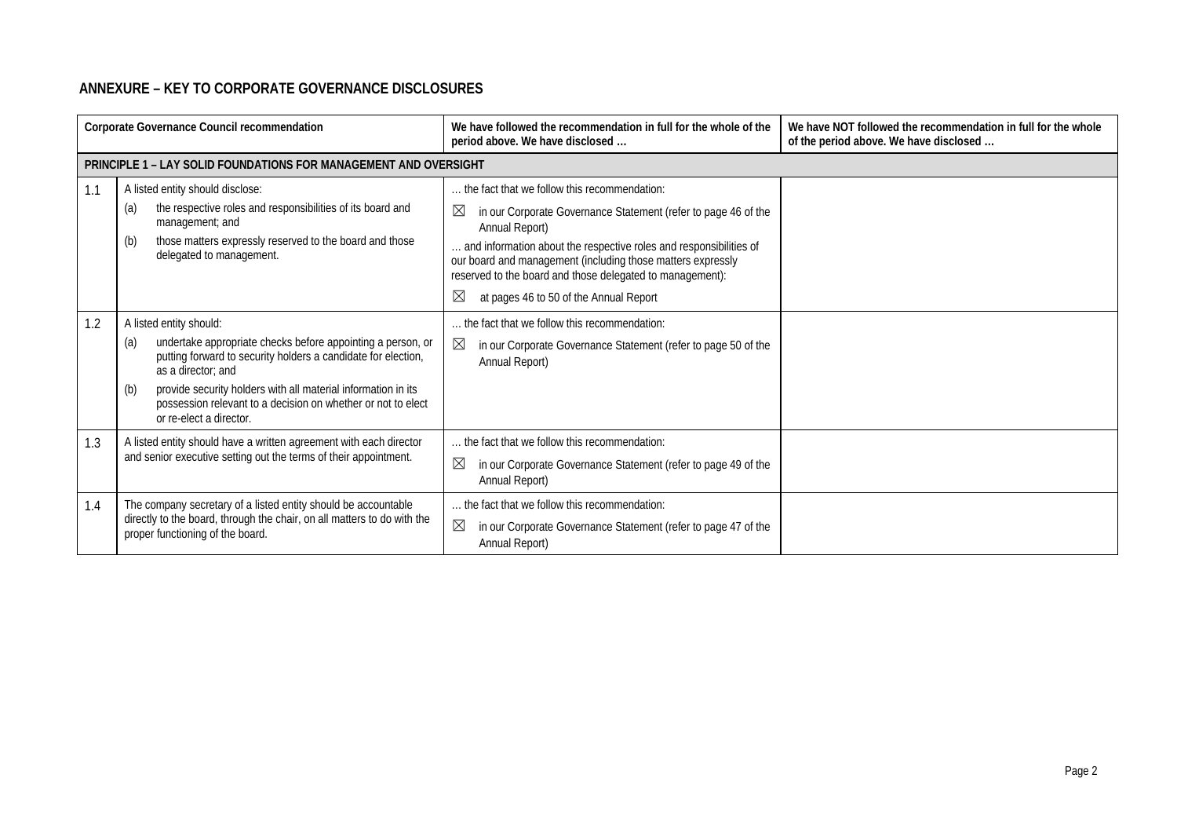## ANNEXURE – KEY TO CORPORATE GOVERNANCE DISCLOSURES

| | Corporate Governance Council recommendation | We have followed the recommendation in full for the whole of the period above. We have disclosed … | We have NOT followed the recommendation in full for the whole of the period above. We have disclosed … |
|---|---|---|---|
| **PRINCIPLE 1 – LAY SOLID FOUNDATIONS FOR MANAGEMENT AND OVERSIGHT** | | | |
| 1.1 | A listed entity should disclose:<br>(a) the respective roles and responsibilities of its board and management; and<br>(b) those matters expressly reserved to the board and those delegated to management. | … the fact that we follow this recommendation:<br>☒ in our Corporate Governance Statement (refer to page 46 of the Annual Report)<br>… and information about the respective roles and responsibilities of our board and management (including those matters expressly reserved to the board and those delegated to management):<br>☒ at pages 46 to 50 of the Annual Report | |
| 1.2 | A listed entity should:<br>(a) undertake appropriate checks before appointing a person, or putting forward to security holders a candidate for election, as a director; and<br>(b) provide security holders with all material information in its possession relevant to a decision on whether or not to elect or re-elect a director. | … the fact that we follow this recommendation:<br>☒ in our Corporate Governance Statement (refer to page 50 of the Annual Report) | |
| 1.3 | A listed entity should have a written agreement with each director and senior executive setting out the terms of their appointment. | … the fact that we follow this recommendation:<br>☒ in our Corporate Governance Statement (refer to page 49 of the Annual Report) | |
| 1.4 | The company secretary of a listed entity should be accountable directly to the board, through the chair, on all matters to do with the proper functioning of the board. | … the fact that we follow this recommendation:<br>☒ in our Corporate Governance Statement (refer to page 47 of the Annual Report) | |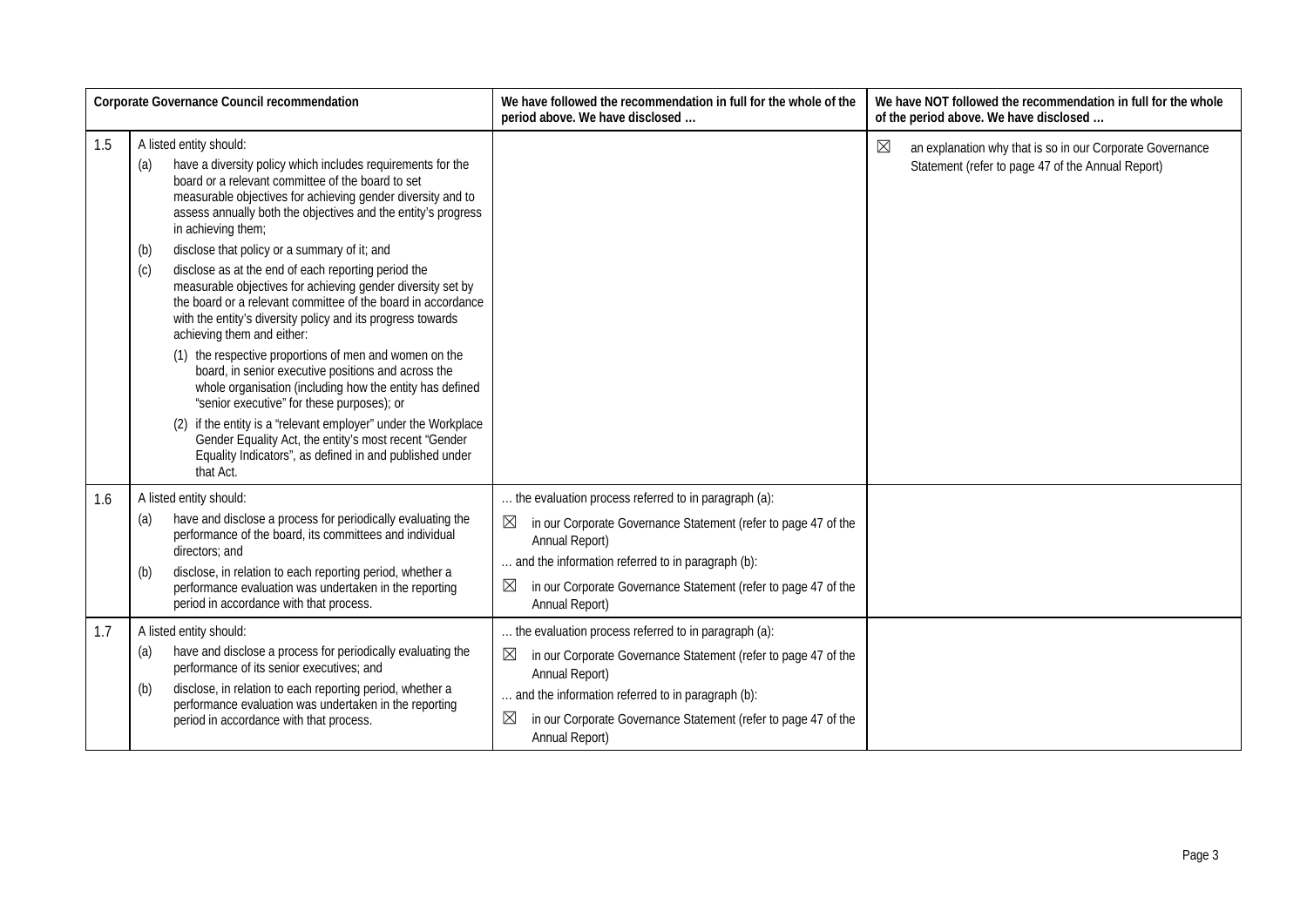| | Corporate Governance Council recommendation | We have followed the recommendation in full for the whole of the period above. We have disclosed … | We have NOT followed the recommendation in full for the whole of the period above. We have disclosed … |
|---|---|---|---|
| 1.5 | A listed entity should:<br>(a) have a diversity policy which includes requirements for the board or a relevant committee of the board to set measurable objectives for achieving gender diversity and to assess annually both the objectives and the entity's progress in achieving them;<br>(b) disclose that policy or a summary of it; and<br>(c) disclose as at the end of each reporting period the measurable objectives for achieving gender diversity set by the board or a relevant committee of the board in accordance with the entity's diversity policy and its progress towards achieving them and either:<br>(1) the respective proportions of men and women on the board, in senior executive positions and across the whole organisation (including how the entity has defined "senior executive" for these purposes); or<br>(2) if the entity is a "relevant employer" under the Workplace Gender Equality Act, the entity's most recent "Gender Equality Indicators", as defined in and published under that Act. | | ☒ an explanation why that is so in our Corporate Governance Statement (refer to page 47 of the Annual Report) |
| 1.6 | A listed entity should:<br>(a) have and disclose a process for periodically evaluating the performance of the board, its committees and individual directors; and<br>(b) disclose, in relation to each reporting period, whether a performance evaluation was undertaken in the reporting period in accordance with that process. | … the evaluation process referred to in paragraph (a):<br>☒ in our Corporate Governance Statement (refer to page 47 of the Annual Report)<br>… and the information referred to in paragraph (b):<br>☒ in our Corporate Governance Statement (refer to page 47 of the Annual Report) | |
| 1.7 | A listed entity should:<br>(a) have and disclose a process for periodically evaluating the performance of its senior executives; and<br>(b) disclose, in relation to each reporting period, whether a performance evaluation was undertaken in the reporting period in accordance with that process. | … the evaluation process referred to in paragraph (a):<br>☒ in our Corporate Governance Statement (refer to page 47 of the Annual Report)<br>… and the information referred to in paragraph (b):<br>☒ in our Corporate Governance Statement (refer to page 47 of the Annual Report) | |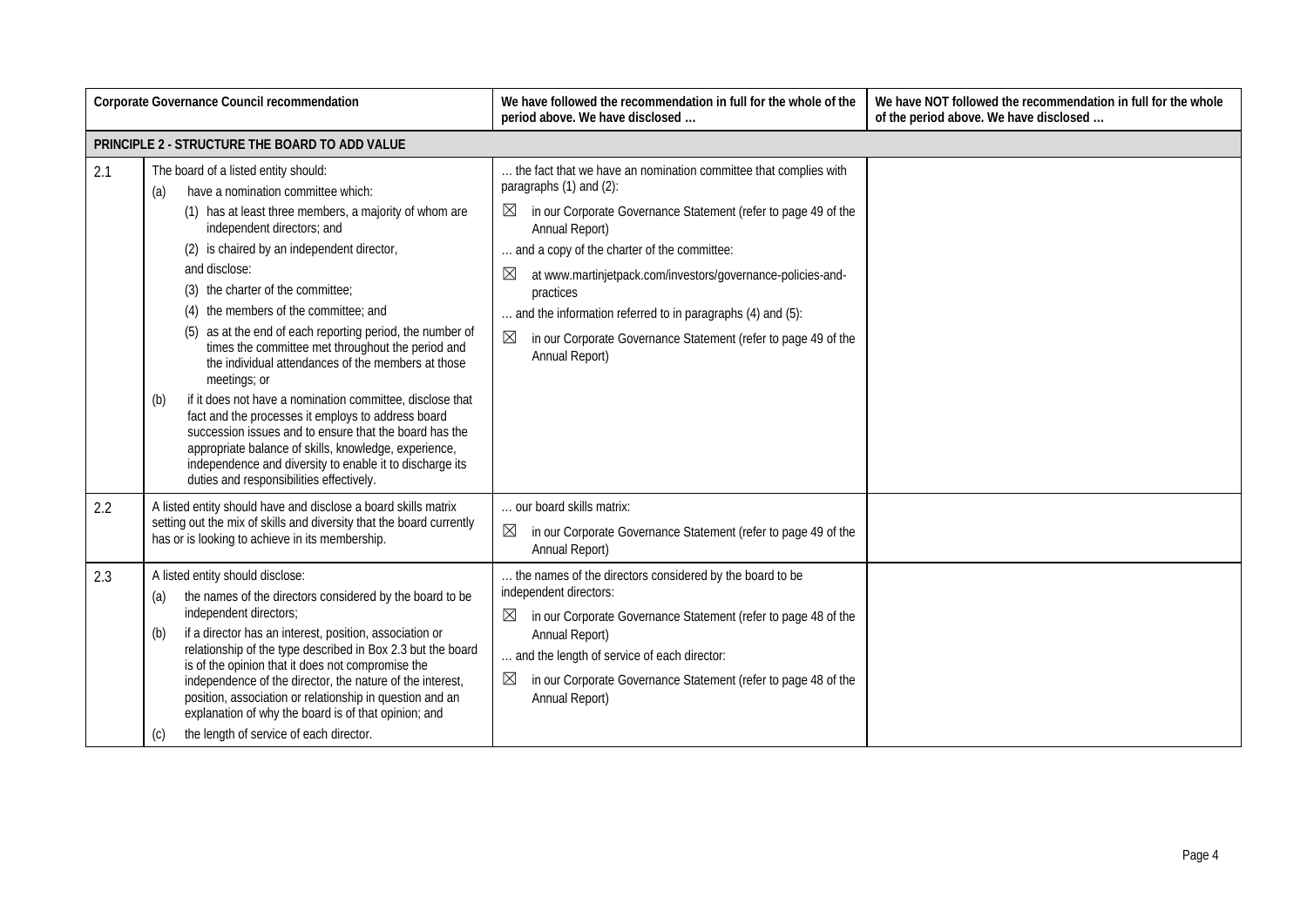| | Corporate Governance Council recommendation | We have followed the recommendation in full for the whole of the period above. We have disclosed … | We have NOT followed the recommendation in full for the whole of the period above. We have disclosed … |
|---|---|---|---|
| **PRINCIPLE 2 - STRUCTURE THE BOARD TO ADD VALUE** | | | |
| 2.1 | The board of a listed entity should:<br>(a) have a nomination committee which:<br>(1) has at least three members, a majority of whom are independent directors; and<br>(2) is chaired by an independent director,<br>and disclose:<br>(3) the charter of the committee;<br>(4) the members of the committee; and<br>(5) as at the end of each reporting period, the number of times the committee met throughout the period and the individual attendances of the members at those meetings; or<br>(b) if it does not have a nomination committee, disclose that fact and the processes it employs to address board succession issues and to ensure that the board has the appropriate balance of skills, knowledge, experience, independence and diversity to enable it to discharge its duties and responsibilities effectively. | … the fact that we have an nomination committee that complies with paragraphs (1) and (2):<br>☒ in our Corporate Governance Statement (refer to page 49 of the Annual Report)<br>… and a copy of the charter of the committee:<br>☒ at www.martinjetpack.com/investors/governance-policies-and-practices<br>… and the information referred to in paragraphs (4) and (5):<br>☒ in our Corporate Governance Statement (refer to page 49 of the Annual Report) | |
| 2.2 | A listed entity should have and disclose a board skills matrix setting out the mix of skills and diversity that the board currently has or is looking to achieve in its membership. | … our board skills matrix:<br>☒ in our Corporate Governance Statement (refer to page 49 of the Annual Report) | |
| 2.3 | A listed entity should disclose:<br>(a) the names of the directors considered by the board to be independent directors;<br>(b) if a director has an interest, position, association or relationship of the type described in Box 2.3 but the board is of the opinion that it does not compromise the independence of the director, the nature of the interest, position, association or relationship in question and an explanation of why the board is of that opinion; and<br>(c) the length of service of each director. | … the names of the directors considered by the board to be independent directors:<br>☒ in our Corporate Governance Statement (refer to page 48 of the Annual Report)<br>… and the length of service of each director:<br>☒ in our Corporate Governance Statement (refer to page 48 of the Annual Report) | |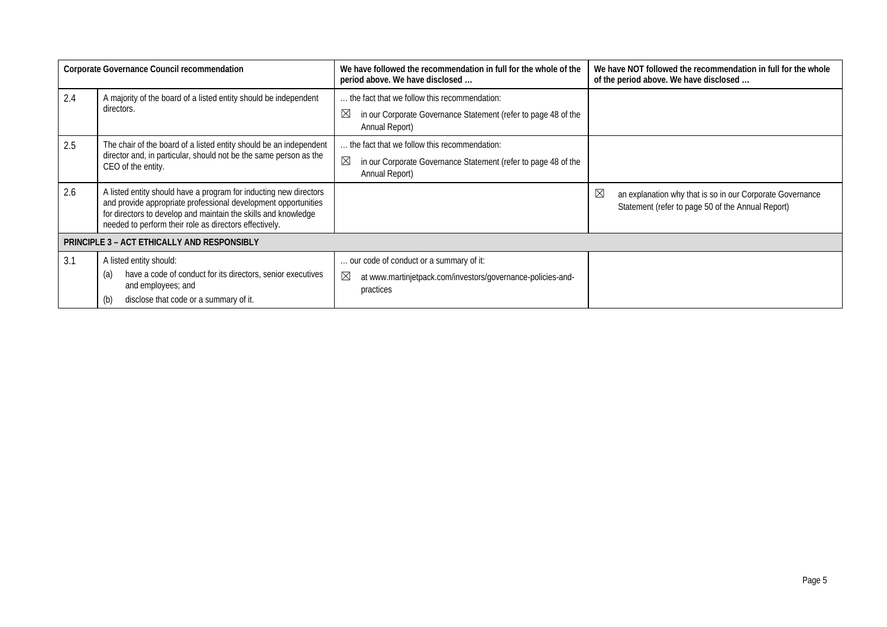| Corporate Governance Council recommendation | | We have followed the recommendation in full for the whole of the period above. We have disclosed … | We have NOT followed the recommendation in full for the whole of the period above. We have disclosed … |
|---|---|---|---|
| 2.4 | A majority of the board of a listed entity should be independent directors. | … the fact that we follow this recommendation:<br>☒ in our Corporate Governance Statement (refer to page 48 of the Annual Report) | |
| 2.5 | The chair of the board of a listed entity should be an independent director and, in particular, should not be the same person as the CEO of the entity. | … the fact that we follow this recommendation:<br>☒ in our Corporate Governance Statement (refer to page 48 of the Annual Report) | |
| 2.6 | A listed entity should have a program for inducting new directors and provide appropriate professional development opportunities for directors to develop and maintain the skills and knowledge needed to perform their role as directors effectively. | | ☒ an explanation why that is so in our Corporate Governance Statement (refer to page 50 of the Annual Report) |
| **PRINCIPLE 3 – ACT ETHICALLY AND RESPONSIBLY** | | | |
| 3.1 | A listed entity should:<br>(a) have a code of conduct for its directors, senior executives and employees; and<br>(b) disclose that code or a summary of it. | … our code of conduct or a summary of it:<br>☒ at www.martinjetpack.com/investors/governance-policies-and-practices | |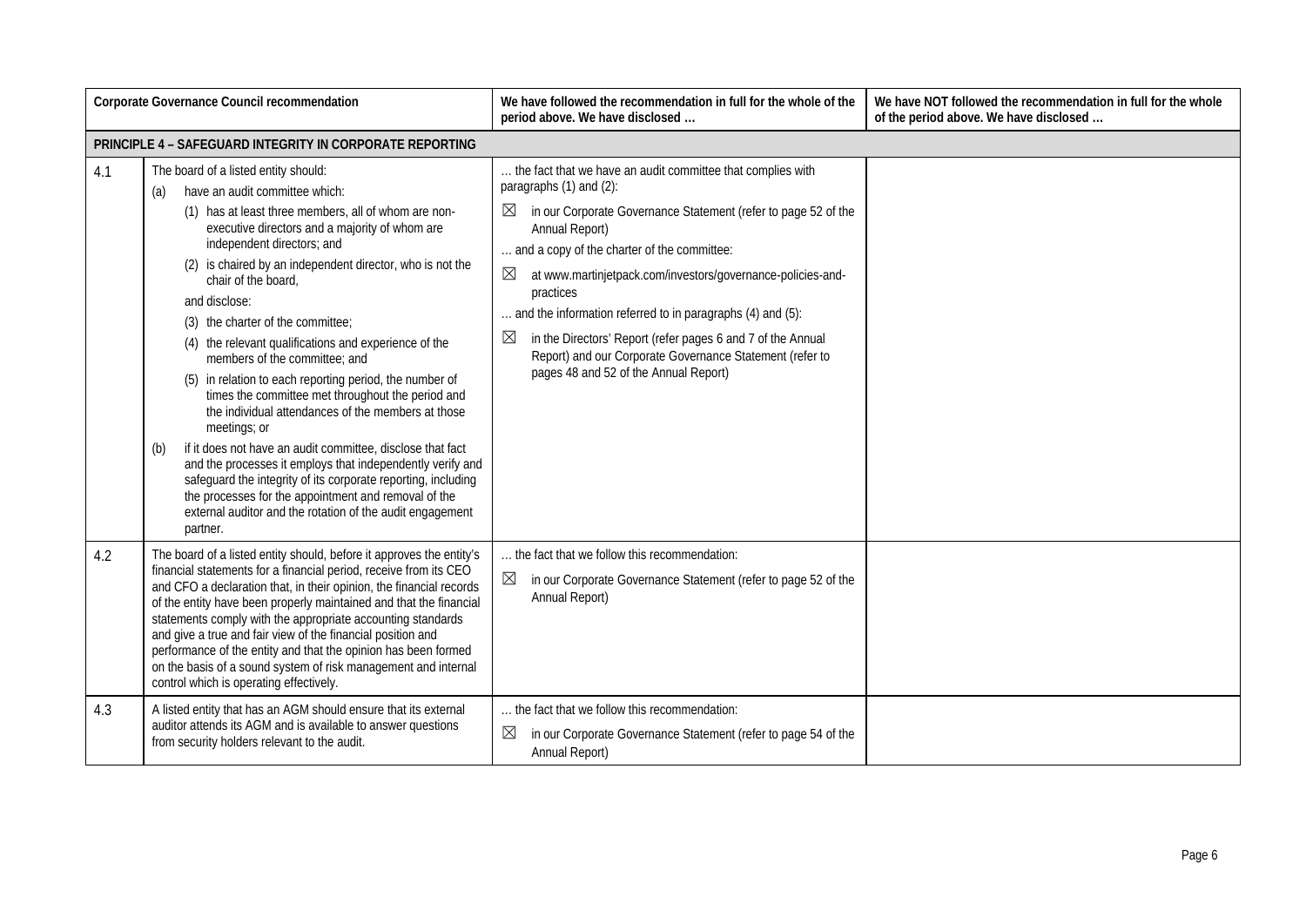| | Corporate Governance Council recommendation | We have followed the recommendation in full for the whole of the period above. We have disclosed … | We have NOT followed the recommendation in full for the whole of the period above. We have disclosed … |
|---|---|---|---|
| **PRINCIPLE 4 – SAFEGUARD INTEGRITY IN CORPORATE REPORTING** | | | |
| 4.1 | The board of a listed entity should:<br>(a) have an audit committee which:<br>(1) has at least three members, all of whom are non-executive directors and a majority of whom are independent directors; and<br>(2) is chaired by an independent director, who is not the chair of the board,<br>and disclose:<br>(3) the charter of the committee;<br>(4) the relevant qualifications and experience of the members of the committee; and<br>(5) in relation to each reporting period, the number of times the committee met throughout the period and the individual attendances of the members at those meetings; or<br>(b) if it does not have an audit committee, disclose that fact and the processes it employs that independently verify and safeguard the integrity of its corporate reporting, including the processes for the appointment and removal of the external auditor and the rotation of the audit engagement partner. | … the fact that we have an audit committee that complies with paragraphs (1) and (2):<br>☒ in our Corporate Governance Statement (refer to page 52 of the Annual Report)<br>… and a copy of the charter of the committee:<br>☒ at www.martinjetpack.com/investors/governance-policies-and-practices<br>… and the information referred to in paragraphs (4) and (5):<br>☒ in the Directors' Report (refer pages 6 and 7 of the Annual Report) and our Corporate Governance Statement (refer to pages 48 and 52 of the Annual Report) | |
| 4.2 | The board of a listed entity should, before it approves the entity's financial statements for a financial period, receive from its CEO and CFO a declaration that, in their opinion, the financial records of the entity have been properly maintained and that the financial statements comply with the appropriate accounting standards and give a true and fair view of the financial position and performance of the entity and that the opinion has been formed on the basis of a sound system of risk management and internal control which is operating effectively. | … the fact that we follow this recommendation:<br>☒ in our Corporate Governance Statement (refer to page 52 of the Annual Report) | |
| 4.3 | A listed entity that has an AGM should ensure that its external auditor attends its AGM and is available to answer questions from security holders relevant to the audit. | … the fact that we follow this recommendation:<br>☒ in our Corporate Governance Statement (refer to page 54 of the Annual Report) | |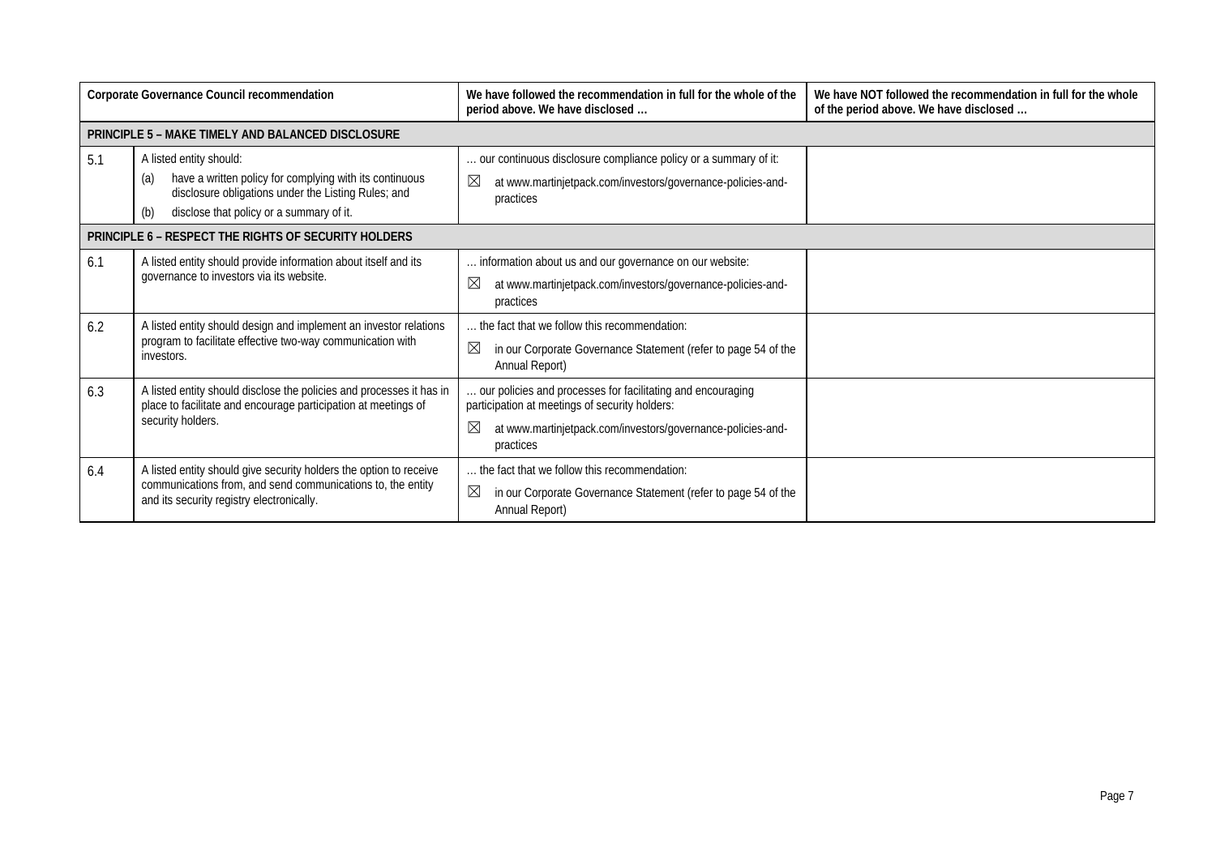| | Corporate Governance Council recommendation | We have followed the recommendation in full for the whole of the period above. We have disclosed … | We have NOT followed the recommendation in full for the whole of the period above. We have disclosed … |
|---|---|---|---|
| **PRINCIPLE 5 – MAKE TIMELY AND BALANCED DISCLOSURE** | | | |
| 5.1 | A listed entity should:<br>(a) have a written policy for complying with its continuous disclosure obligations under the Listing Rules; and<br>(b) disclose that policy or a summary of it. | … our continuous disclosure compliance policy or a summary of it:<br>☒ at www.martinjetpack.com/investors/governance-policies-and-practices | |
| **PRINCIPLE 6 – RESPECT THE RIGHTS OF SECURITY HOLDERS** | | | |
| 6.1 | A listed entity should provide information about itself and its governance to investors via its website. | … information about us and our governance on our website:<br>☒ at www.martinjetpack.com/investors/governance-policies-and-practices | |
| 6.2 | A listed entity should design and implement an investor relations program to facilitate effective two-way communication with investors. | … the fact that we follow this recommendation:<br>☒ in our Corporate Governance Statement (refer to page 54 of the Annual Report) | |
| 6.3 | A listed entity should disclose the policies and processes it has in place to facilitate and encourage participation at meetings of security holders. | … our policies and processes for facilitating and encouraging participation at meetings of security holders:<br>☒ at www.martinjetpack.com/investors/governance-policies-and-practices | |
| 6.4 | A listed entity should give security holders the option to receive communications from, and send communications to, the entity and its security registry electronically. | … the fact that we follow this recommendation:<br>☒ in our Corporate Governance Statement (refer to page 54 of the Annual Report) | |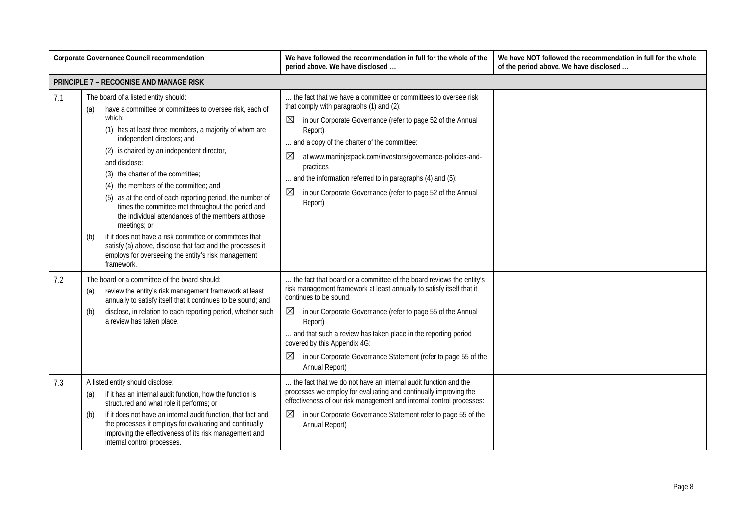| | Corporate Governance Council recommendation | We have followed the recommendation in full for the whole of the period above. We have disclosed … | We have NOT followed the recommendation in full for the whole of the period above. We have disclosed … |
|---|---|---|---|
| **PRINCIPLE 7 – RECOGNISE AND MANAGE RISK** | | | |
| 7.1 | The board of a listed entity should:<br>(a) have a committee or committees to oversee risk, each of which:<br>(1) has at least three members, a majority of whom are independent directors; and<br>(2) is chaired by an independent director,<br>and disclose:<br>(3) the charter of the committee;<br>(4) the members of the committee; and<br>(5) as at the end of each reporting period, the number of times the committee met throughout the period and the individual attendances of the members at those meetings; or<br>(b) if it does not have a risk committee or committees that satisfy (a) above, disclose that fact and the processes it employs for overseeing the entity's risk management framework. | … the fact that we have a committee or committees to oversee risk that comply with paragraphs (1) and (2):<br>☒ in our Corporate Governance (refer to page 52 of the Annual Report)<br>… and a copy of the charter of the committee:<br>☒ at www.martinjetpack.com/investors/governance-policies-and-practices<br>… and the information referred to in paragraphs (4) and (5):<br>☒ in our Corporate Governance (refer to page 52 of the Annual Report) | |
| 7.2 | The board or a committee of the board should:<br>(a) review the entity's risk management framework at least annually to satisfy itself that it continues to be sound; and<br>(b) disclose, in relation to each reporting period, whether such a review has taken place. | … the fact that board or a committee of the board reviews the entity's risk management framework at least annually to satisfy itself that it continues to be sound:<br>☒ in our Corporate Governance (refer to page 55 of the Annual Report)<br>… and that such a review has taken place in the reporting period covered by this Appendix 4G:<br>☒ in our Corporate Governance Statement (refer to page 55 of the Annual Report) | |
| 7.3 | A listed entity should disclose:<br>(a) if it has an internal audit function, how the function is structured and what role it performs; or<br>(b) if it does not have an internal audit function, that fact and the processes it employs for evaluating and continually improving the effectiveness of its risk management and internal control processes. | … the fact that we do not have an internal audit function and the processes we employ for evaluating and continually improving the effectiveness of our risk management and internal control processes:<br>☒ in our Corporate Governance Statement refer to page 55 of the Annual Report) | |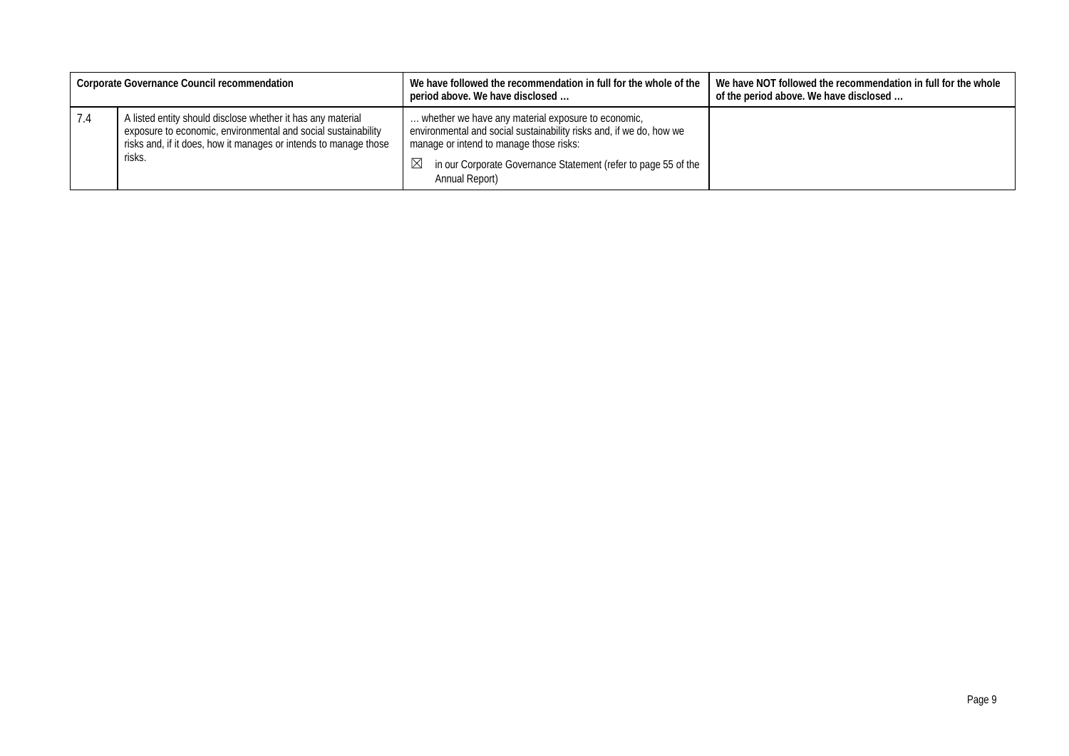| Corporate Governance Council recommendation | | We have followed the recommendation in full for the whole of the period above. We have disclosed … | We have NOT followed the recommendation in full for the whole of the period above. We have disclosed … |
|---|---|---|---|
| 7.4 | A listed entity should disclose whether it has any material exposure to economic, environmental and social sustainability risks and, if it does, how it manages or intends to manage those risks. | … whether we have any material exposure to economic, environmental and social sustainability risks and, if we do, how we manage or intend to manage those risks:<br>☒ in our Corporate Governance Statement (refer to page 55 of the Annual Report) | |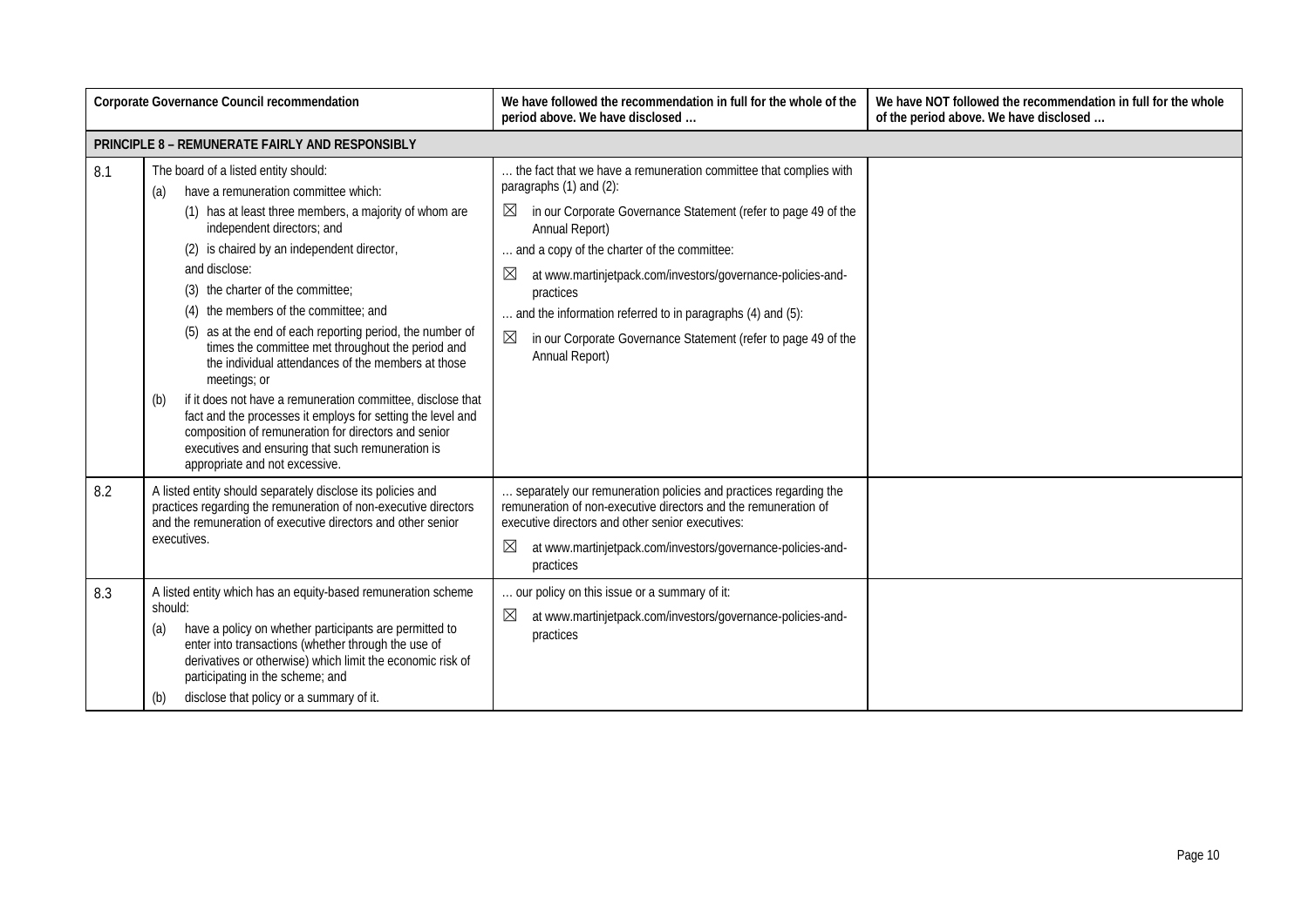| | Corporate Governance Council recommendation | We have followed the recommendation in full for the whole of the period above. We have disclosed … | We have NOT followed the recommendation in full for the whole of the period above. We have disclosed … |
|---|---|---|---|
| **PRINCIPLE 8 – REMUNERATE FAIRLY AND RESPONSIBLY** | | | |
| 8.1 | The board of a listed entity should:<br>(a) have a remuneration committee which:<br>(1) has at least three members, a majority of whom are independent directors; and<br>(2) is chaired by an independent director,<br>and disclose:<br>(3) the charter of the committee;<br>(4) the members of the committee; and<br>(5) as at the end of each reporting period, the number of times the committee met throughout the period and the individual attendances of the members at those meetings; or<br>(b) if it does not have a remuneration committee, disclose that fact and the processes it employs for setting the level and composition of remuneration for directors and senior executives and ensuring that such remuneration is appropriate and not excessive. | … the fact that we have a remuneration committee that complies with paragraphs (1) and (2):<br>☒ in our Corporate Governance Statement (refer to page 49 of the Annual Report)<br>… and a copy of the charter of the committee:<br>☒ at www.martinjetpack.com/investors/governance-policies-and-practices<br>… and the information referred to in paragraphs (4) and (5):<br>☒ in our Corporate Governance Statement (refer to page 49 of the Annual Report) | |
| 8.2 | A listed entity should separately disclose its policies and practices regarding the remuneration of non-executive directors and the remuneration of executive directors and other senior executives. | … separately our remuneration policies and practices regarding the remuneration of non-executive directors and the remuneration of executive directors and other senior executives:<br>☒ at www.martinjetpack.com/investors/governance-policies-and-practices | |
| 8.3 | A listed entity which has an equity-based remuneration scheme should:<br>(a) have a policy on whether participants are permitted to enter into transactions (whether through the use of derivatives or otherwise) which limit the economic risk of participating in the scheme; and<br>(b) disclose that policy or a summary of it. | … our policy on this issue or a summary of it:<br>☒ at www.martinjetpack.com/investors/governance-policies-and-practices | |